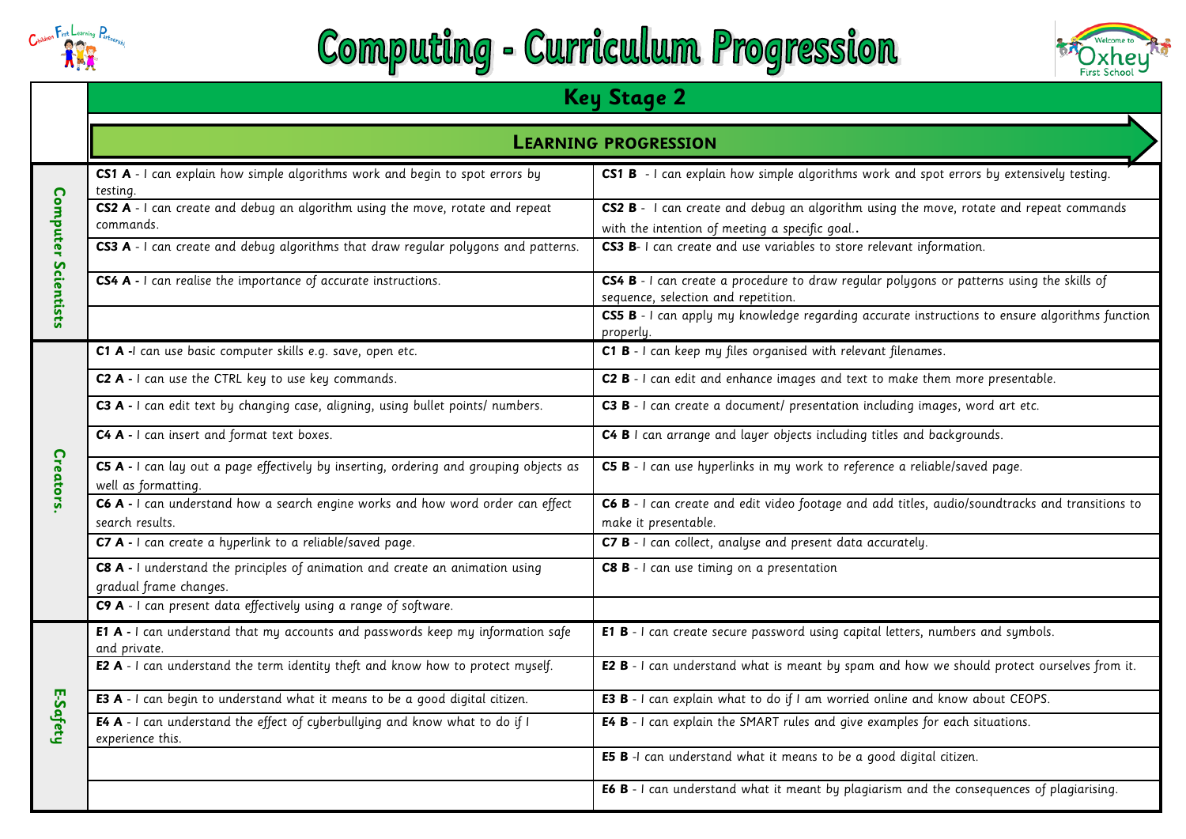# Computing - Curriculum Progression

## Key Stage 2

### LEARNING PROGRESSION

| | | |
|---|---|---|
| **Computer Scientists** | **CS1 A** - I can explain how simple algorithms work and begin to spot errors by testing. | **CS1 B** - I can explain how simple algorithms work and spot errors by extensively testing. |
| | **CS2 A** - I can create and debug an algorithm using the move, rotate and repeat commands. | **CS2 B** - I can create and debug an algorithm using the move, rotate and repeat commands with the intention of meeting a specific goal.. |
| | **CS3 A** - I can create and debug algorithms that draw regular polygons and patterns. | **CS3 B**- I can create and use variables to store relevant information. |
| | **CS4 A** - I can realise the importance of accurate instructions. | **CS4 B** - I can create a procedure to draw regular polygons or patterns using the skills of sequence, selection and repetition. |
| | | **CS5 B** - I can apply my knowledge regarding accurate instructions to ensure algorithms function properly. |
| **Creators.** | **C1 A** -I can use basic computer skills e.g. save, open etc. | **C1 B** - I can keep my files organised with relevant filenames. |
| | **C2 A** - I can use the CTRL key to use key commands. | **C2 B** - I can edit and enhance images and text to make them more presentable. |
| | **C3 A** - I can edit text by changing case, aligning, using bullet points/ numbers. | **C3 B** - I can create a document/ presentation including images, word art etc. |
| | **C4 A** - I can insert and format text boxes. | **C4 B** I can arrange and layer objects including titles and backgrounds. |
| | **C5 A** - I can lay out a page effectively by inserting, ordering and grouping objects as well as formatting. | **C5 B** - I can use hyperlinks in my work to reference a reliable/saved page. |
| | **C6 A** - I can understand how a search engine works and how word order can effect search results. | **C6 B** - I can create and edit video footage and add titles, audio/soundtracks and transitions to make it presentable. |
| | **C7 A** - I can create a hyperlink to a reliable/saved page. | **C7 B** - I can collect, analyse and present data accurately. |
| | **C8 A** - I understand the principles of animation and create an animation using gradual frame changes. | **C8 B** - I can use timing on a presentation |
| | **C9 A** - I can present data effectively using a range of software. | |
| **E-Safety** | **E1 A** - I can understand that my accounts and passwords keep my information safe and private. | **E1 B** - I can create secure password using capital letters, numbers and symbols. |
| | **E2 A** - I can understand the term identity theft and know how to protect myself. | **E2 B** - I can understand what is meant by spam and how we should protect ourselves from it. |
| | **E3 A** - I can begin to understand what it means to be a good digital citizen. | **E3 B** - I can explain what to do if I am worried online and know about CEOPS. |
| | **E4 A** - I can understand the effect of cyberbullying and know what to do if I experience this. | **E4 B** - I can explain the SMART rules and give examples for each situations. |
| | | **E5 B** -I can understand what it means to be a good digital citizen. |
| | | **E6 B** - I can understand what it meant by plagiarism and the consequences of plagiarising. |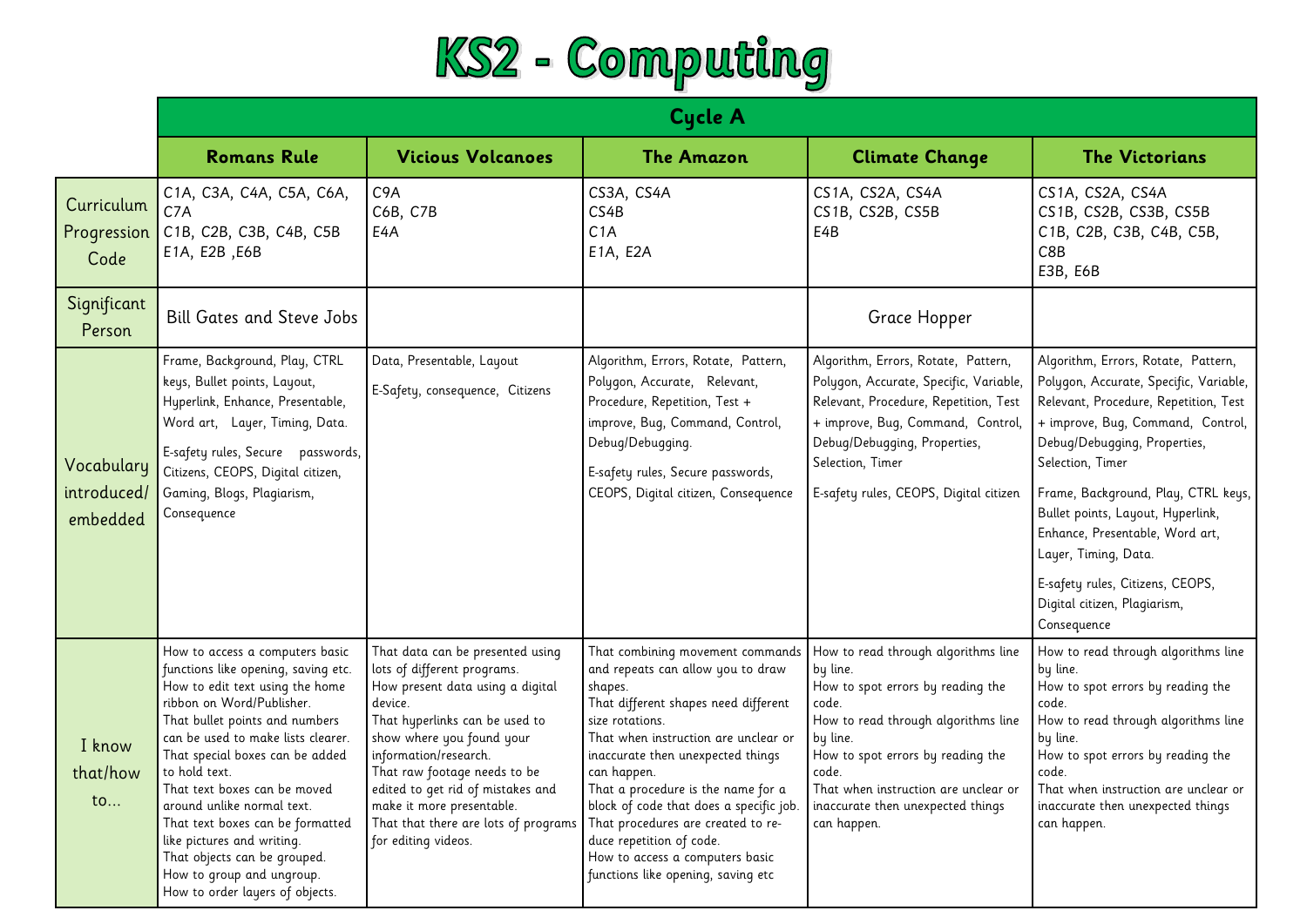# KS2 - Computing

| | Cycle A | | | | |
|---|---|---|---|---|---|
| | **Romans Rule** | **Vicious Volcanoes** | **The Amazon** | **Climate Change** | **The Victorians** |
| Curriculum Progression Code | C1A, C3A, C4A, C5A, C6A, C7A<br>C1B, C2B, C3B, C4B, C5B<br>E1A, E2B ,E6B | C9A<br>C6B, C7B<br>E4A | CS3A, CS4A<br>CS4B<br>C1A<br>E1A, E2A | CS1A, CS2A, CS4A<br>CS1B, CS2B, CS5B<br>E4B | CS1A, CS2A, CS4A<br>CS1B, CS2B, CS3B, CS5B<br>C1B, C2B, C3B, C4B, C5B, C8B<br>E3B, E6B |
| Significant Person | Bill Gates and Steve Jobs | | | Grace Hopper | |
| Vocabulary introduced/ embedded | Frame, Background, Play, CTRL keys, Bullet points, Layout, Hyperlink, Enhance, Presentable, Word art, Layer, Timing, Data.<br>E-safety rules, Secure passwords, Citizens, CEOPS, Digital citizen, Gaming, Blogs, Plagiarism, Consequence | Data, Presentable, Layout<br>E-Safety, consequence, Citizens | Algorithm, Errors, Rotate, Pattern, Polygon, Accurate, Relevant, Procedure, Repetition, Test + improve, Bug, Command, Control, Debug/Debugging.<br>E-safety rules, Secure passwords, CEOPS, Digital citizen, Consequence | Algorithm, Errors, Rotate, Pattern, Polygon, Accurate, Specific, Variable, Relevant, Procedure, Repetition, Test + improve, Bug, Command, Control, Debug/Debugging, Properties, Selection, Timer<br>E-safety rules, CEOPS, Digital citizen | Algorithm, Errors, Rotate, Pattern, Polygon, Accurate, Specific, Variable, Relevant, Procedure, Repetition, Test + improve, Bug, Command, Control, Debug/Debugging, Properties, Selection, Timer<br>Frame, Background, Play, CTRL keys, Bullet points, Layout, Hyperlink, Enhance, Presentable, Word art, Layer, Timing, Data.<br>E-safety rules, Citizens, CEOPS, Digital citizen, Plagiarism, Consequence |
| I know that/how to… | How to access a computers basic functions like opening, saving etc.<br>How to edit text using the home ribbon on Word/Publisher.<br>That bullet points and numbers can be used to make lists clearer.<br>That special boxes can be added to hold text.<br>That text boxes can be moved around unlike normal text.<br>That text boxes can be formatted like pictures and writing.<br>That objects can be grouped.<br>How to group and ungroup.<br>How to order layers of objects. | That data can be presented using lots of different programs.<br>How present data using a digital device.<br>That hyperlinks can be used to show where you found your information/research.<br>That raw footage needs to be edited to get rid of mistakes and make it more presentable.<br>That that there are lots of programs for editing videos. | That combining movement commands and repeats can allow you to draw shapes.<br>That different shapes need different size rotations.<br>That when instruction are unclear or inaccurate then unexpected things can happen.<br>That a procedure is the name for a block of code that does a specific job.<br>That procedures are created to re-duce repetition of code.<br>How to access a computers basic functions like opening, saving etc | How to read through algorithms line by line.<br>How to spot errors by reading the code.<br>How to read through algorithms line by line.<br>How to spot errors by reading the code.<br>That when instruction are unclear or inaccurate then unexpected things can happen. | How to read through algorithms line by line.<br>How to spot errors by reading the code.<br>How to read through algorithms line by line.<br>How to spot errors by reading the code.<br>That when instruction are unclear or inaccurate then unexpected things can happen. |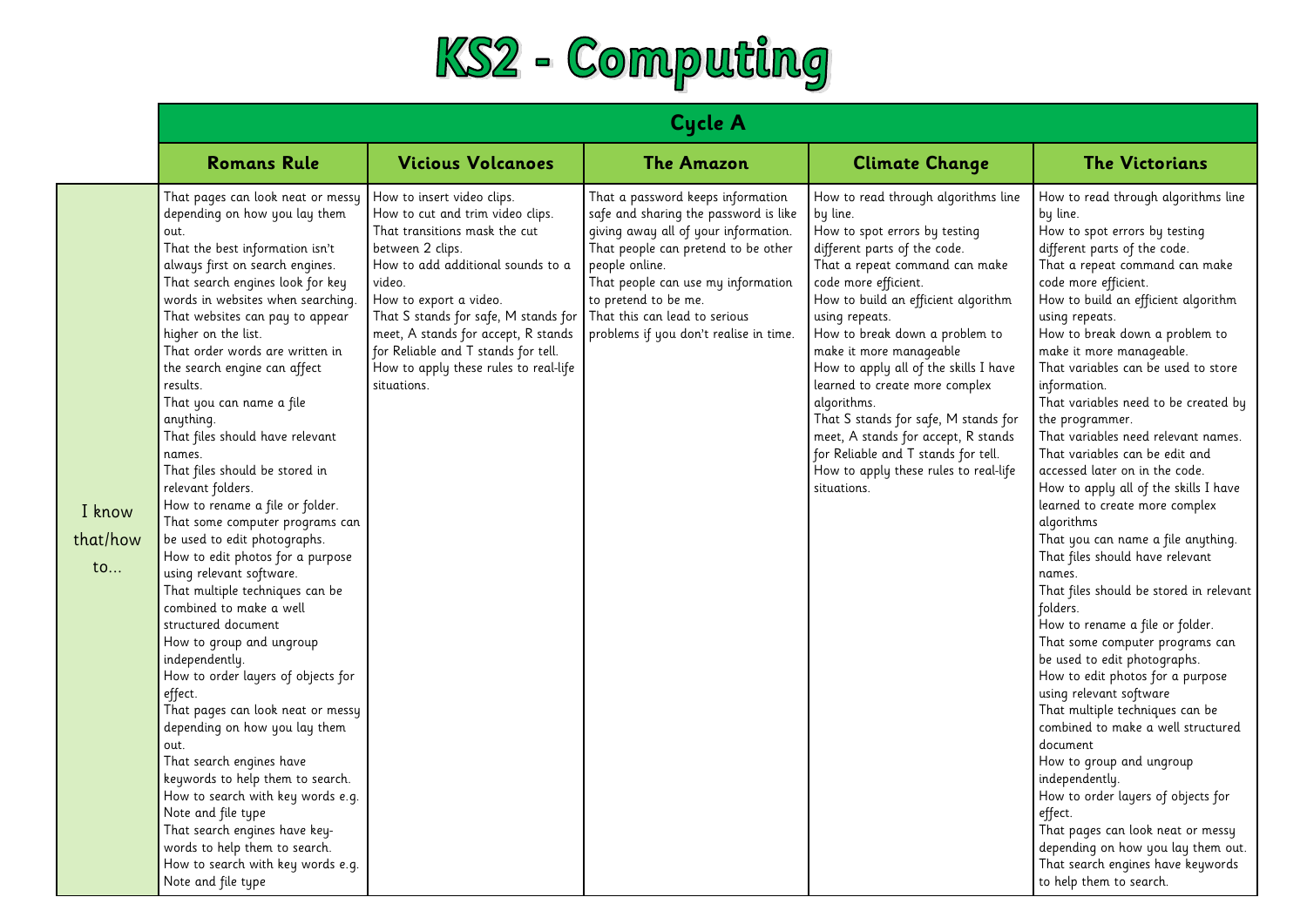# KS2 - Computing

| | Cycle A | | | | |
|---|---|---|---|---|---|
| | **Romans Rule** | **Vicious Volcanoes** | **The Amazon** | **Climate Change** | **The Victorians** |
| I know that/how to... | That pages can look neat or messy depending on how you lay them out.<br>That the best information isn't always first on search engines.<br>That search engines look for key words in websites when searching.<br>That websites can pay to appear higher on the list.<br>That order words are written in the search engine can affect results.<br>That you can name a file anything.<br>That files should have relevant names.<br>That files should be stored in relevant folders.<br>How to rename a file or folder.<br>That some computer programs can be used to edit photographs.<br>How to edit photos for a purpose using relevant software.<br>That multiple techniques can be combined to make a well structured document<br>How to group and ungroup independently.<br>How to order layers of objects for effect.<br>That pages can look neat or messy depending on how you lay them out.<br>That search engines have keywords to help them to search.<br>How to search with key words e.g. Note and file type<br>That search engines have key-words to help them to search.<br>How to search with key words e.g. Note and file type | How to insert video clips.<br>How to cut and trim video clips.<br>That transitions mask the cut between 2 clips.<br>How to add additional sounds to a video.<br>How to export a video.<br>That S stands for safe, M stands for meet, A stands for accept, R stands for Reliable and T stands for tell.<br>How to apply these rules to real-life situations. | That a password keeps information safe and sharing the password is like giving away all of your information.<br>That people can pretend to be other people online.<br>That people can use my information to pretend to be me.<br>That this can lead to serious problems if you don't realise in time. | How to read through algorithms line by line.<br>How to spot errors by testing different parts of the code.<br>That a repeat command can make code more efficient.<br>How to build an efficient algorithm using repeats.<br>How to break down a problem to make it more manageable<br>How to apply all of the skills I have learned to create more complex algorithms.<br>That S stands for safe, M stands for meet, A stands for accept, R stands for Reliable and T stands for tell.<br>How to apply these rules to real-life situations. | How to read through algorithms line by line.<br>How to spot errors by testing different parts of the code.<br>That a repeat command can make code more efficient.<br>How to build an efficient algorithm using repeats.<br>How to break down a problem to make it more manageable.<br>That variables can be used to store information.<br>That variables need to be created by the programmer.<br>That variables need relevant names.<br>That variables can be edit and accessed later on in the code.<br>How to apply all of the skills I have learned to create more complex algorithms<br>That you can name a file anything.<br>That files should have relevant names.<br>That files should be stored in relevant folders.<br>How to rename a file or folder.<br>That some computer programs can be used to edit photographs.<br>How to edit photos for a purpose using relevant software<br>That multiple techniques can be combined to make a well structured document<br>How to group and ungroup independently.<br>How to order layers of objects for effect.<br>That pages can look neat or messy depending on how you lay them out.<br>That search engines have keywords to help them to search. |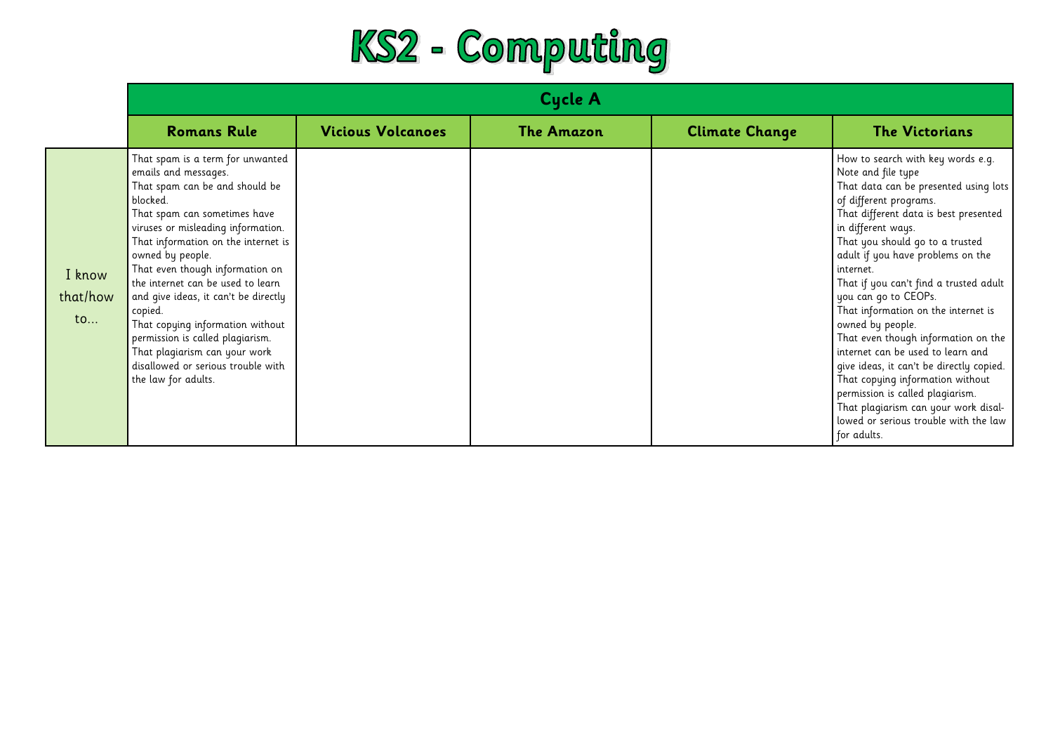# KS2 - Computing

| | Cycle A | | | | |
|---|---|---|---|---|---|
| | **Romans Rule** | **Vicious Volcanoes** | **The Amazon** | **Climate Change** | **The Victorians** |
| I know that/how to… | That spam is a term for unwanted emails and messages.<br>That spam can be and should be blocked.<br>That spam can sometimes have viruses or misleading information.<br>That information on the internet is owned by people.<br>That even though information on the internet can be used to learn and give ideas, it can't be directly copied.<br>That copying information without permission is called plagiarism.<br>That plagiarism can your work disallowed or serious trouble with the law for adults. | | | | How to search with key words e.g. Note and file type<br>That data can be presented using lots of different programs.<br>That different data is best presented in different ways.<br>That you should go to a trusted adult if you have problems on the internet.<br>That if you can't find a trusted adult you can go to CEOPs.<br>That information on the internet is owned by people.<br>That even though information on the internet can be used to learn and give ideas, it can't be directly copied.<br>That copying information without permission is called plagiarism.<br>That plagiarism can your work disallowed or serious trouble with the law for adults. |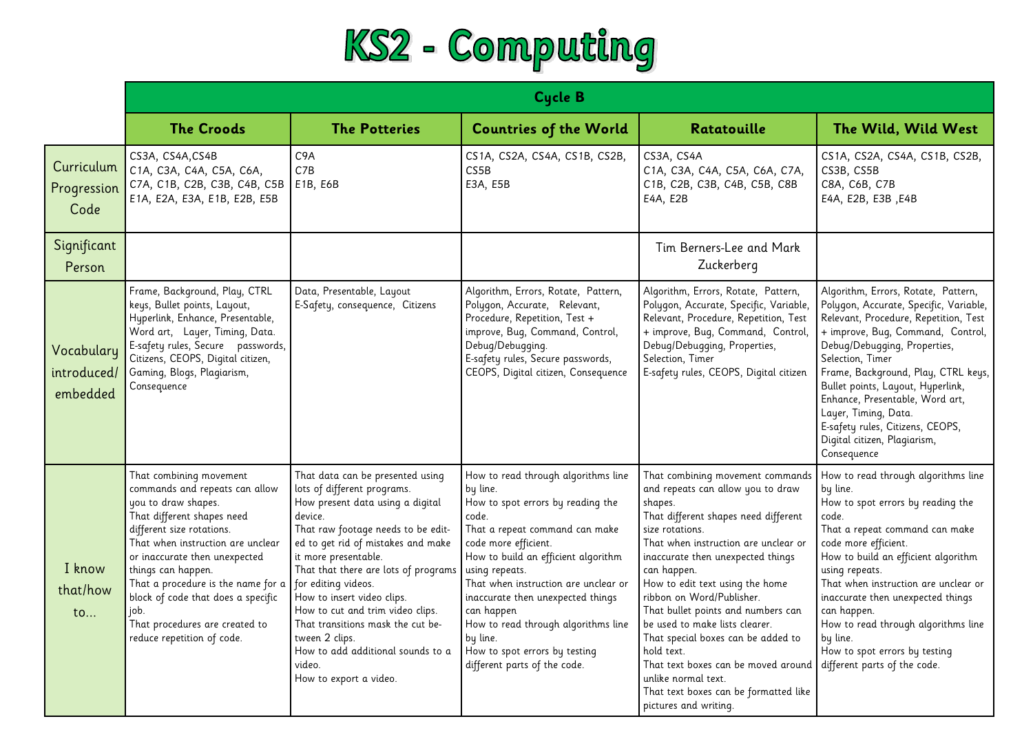# KS2 - Computing

| | Cycle B | | | | |
|---|---|---|---|---|---|
| | **The Croods** | **The Potteries** | **Countries of the World** | **Ratatouille** | **The Wild, Wild West** |
| Curriculum Progression Code | CS3A, CS4A,CS4B<br>C1A, C3A, C4A, C5A, C6A, C7A, C1B, C2B, C3B, C4B, C5B<br>E1A, E2A, E3A, E1B, E2B, E5B | C9A<br>C7B<br>E1B, E6B | CS1A, CS2A, CS4A, CS1B, CS2B, CS5B<br>E3A, E5B | CS3A, CS4A<br>C1A, C3A, C4A, C5A, C6A, C7A, C1B, C2B, C3B, C4B, C5B, C8B<br>E4A, E2B | CS1A, CS2A, CS4A, CS1B, CS2B, CS3B, CS5B<br>C8A, C6B, C7B<br>E4A, E2B, E3B ,E4B |
| Significant Person | | | | Tim Berners-Lee and Mark Zuckerberg | |
| Vocabulary introduced/ embedded | Frame, Background, Play, CTRL keys, Bullet points, Layout, Hyperlink, Enhance, Presentable, Word art, Layer, Timing, Data.<br>E-safety rules, Secure passwords, Citizens, CEOPS, Digital citizen, Gaming, Blogs, Plagiarism, Consequence | Data, Presentable, Layout<br>E-Safety, consequence, Citizens | Algorithm, Errors, Rotate, Pattern, Polygon, Accurate, Relevant, Procedure, Repetition, Test + improve, Bug, Command, Control, Debug/Debugging.<br>E-safety rules, Secure passwords, CEOPS, Digital citizen, Consequence | Algorithm, Errors, Rotate, Pattern, Polygon, Accurate, Specific, Variable, Relevant, Procedure, Repetition, Test + improve, Bug, Command, Control, Debug/Debugging, Properties, Selection, Timer<br>E-safety rules, CEOPS, Digital citizen | Algorithm, Errors, Rotate, Pattern, Polygon, Accurate, Specific, Variable, Relevant, Procedure, Repetition, Test + improve, Bug, Command, Control, Debug/Debugging, Properties, Selection, Timer<br>Frame, Background, Play, CTRL keys, Bullet points, Layout, Hyperlink, Enhance, Presentable, Word art, Layer, Timing, Data.<br>E-safety rules, Citizens, CEOPS, Digital citizen, Plagiarism, Consequence |
| I know that/how to… | That combining movement commands and repeats can allow you to draw shapes.<br>That different shapes need different size rotations.<br>That when instruction are unclear or inaccurate then unexpected things can happen.<br>That a procedure is the name for a block of code that does a specific job.<br>That procedures are created to reduce repetition of code. | That data can be presented using lots of different programs.<br>How present data using a digital device.<br>That raw footage needs to be edited to get rid of mistakes and make it more presentable.<br>That that there are lots of programs for editing videos.<br>How to insert video clips.<br>How to cut and trim video clips.<br>That transitions mask the cut between 2 clips.<br>How to add additional sounds to a video.<br>How to export a video. | How to read through algorithms line by line.<br>How to spot errors by reading the code.<br>That a repeat command can make code more efficient.<br>How to build an efficient algorithm using repeats.<br>That when instruction are unclear or inaccurate then unexpected things can happen<br>How to read through algorithms line by line.<br>How to spot errors by testing different parts of the code. | That combining movement commands and repeats can allow you to draw shapes.<br>That different shapes need different size rotations.<br>That when instruction are unclear or inaccurate then unexpected things can happen.<br>How to edit text using the home ribbon on Word/Publisher.<br>That bullet points and numbers can be used to make lists clearer.<br>That special boxes can be added to hold text.<br>That text boxes can be moved around unlike normal text.<br>That text boxes can be formatted like pictures and writing. | How to read through algorithms line by line.<br>How to spot errors by reading the code.<br>That a repeat command can make code more efficient.<br>How to build an efficient algorithm using repeats.<br>That when instruction are unclear or inaccurate then unexpected things can happen.<br>How to read through algorithms line by line.<br>How to spot errors by testing different parts of the code. |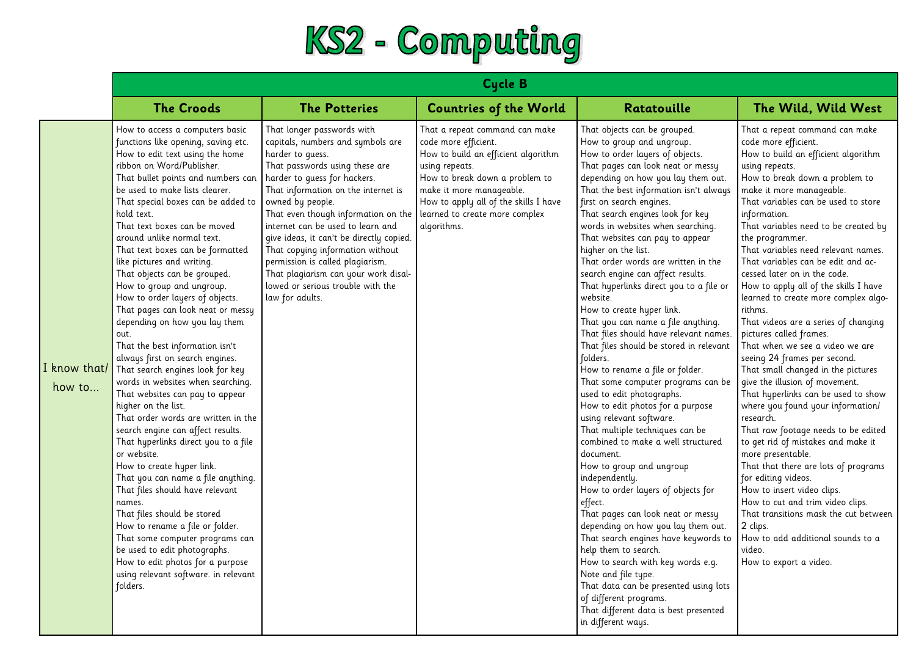# KS2 - Computing

| | Cycle B | | | | |
|---|---|---|---|---|---|
| | **The Croods** | **The Potteries** | **Countries of the World** | **Ratatouille** | **The Wild, Wild West** |
| I know that/ how to... | How to access a computers basic functions like opening, saving etc.<br>How to edit text using the home ribbon on Word/Publisher.<br>That bullet points and numbers can be used to make lists clearer.<br>That special boxes can be added to hold text.<br>That text boxes can be moved around unlike normal text.<br>That text boxes can be formatted like pictures and writing.<br>That objects can be grouped.<br>How to group and ungroup.<br>How to order layers of objects.<br>That pages can look neat or messy depending on how you lay them out.<br>That the best information isn't always first on search engines.<br>That search engines look for key words in websites when searching.<br>That websites can pay to appear higher on the list.<br>That order words are written in the search engine can affect results.<br>That hyperlinks direct you to a file or website.<br>How to create hyper link.<br>That you can name a file anything.<br>That files should have relevant names.<br>That files should be stored<br>How to rename a file or folder.<br>That some computer programs can be used to edit photographs.<br>How to edit photos for a purpose using relevant software. in relevant folders. | That longer passwords with capitals, numbers and symbols are harder to guess.<br>That passwords using these are harder to guess for hackers.<br>That information on the internet is owned by people.<br>That even though information on the internet can be used to learn and give ideas, it can't be directly copied.<br>That copying information without permission is called plagiarism.<br>That plagiarism can your work disallowed or serious trouble with the law for adults. | That a repeat command can make code more efficient.<br>How to build an efficient algorithm using repeats.<br>How to break down a problem to make it more manageable.<br>How to apply all of the skills I have learned to create more complex algorithms. | That objects can be grouped.<br>How to group and ungroup.<br>How to order layers of objects.<br>That pages can look neat or messy depending on how you lay them out.<br>That the best information isn't always first on search engines.<br>That search engines look for key words in websites when searching.<br>That websites can pay to appear higher on the list.<br>That order words are written in the search engine can affect results.<br>That hyperlinks direct you to a file or website.<br>How to create hyper link.<br>That you can name a file anything.<br>That files should have relevant names.<br>That files should be stored in relevant folders.<br>How to rename a file or folder.<br>That some computer programs can be used to edit photographs.<br>How to edit photos for a purpose using relevant software.<br>That multiple techniques can be combined to make a well structured document.<br>How to group and ungroup independently.<br>How to order layers of objects for effect.<br>That pages can look neat or messy depending on how you lay them out.<br>That search engines have keywords to help them to search.<br>How to search with key words e.g. Note and file type.<br>That data can be presented using lots of different programs.<br>That different data is best presented in different ways. | That a repeat command can make code more efficient.<br>How to build an efficient algorithm using repeats.<br>How to break down a problem to make it more manageable.<br>That variables can be used to store information.<br>That variables need to be created by the programmer.<br>That variables need relevant names.<br>That variables can be edit and accessed later on in the code.<br>How to apply all of the skills I have learned to create more complex algorithms.<br>That videos are a series of changing pictures called frames.<br>That when we see a video we are seeing 24 frames per second.<br>That small changed in the pictures give the illusion of movement.<br>That hyperlinks can be used to show where you found your information/ research.<br>That raw footage needs to be edited to get rid of mistakes and make it more presentable.<br>That that there are lots of programs for editing videos.<br>How to insert video clips.<br>How to cut and trim video clips.<br>That transitions mask the cut between 2 clips.<br>How to add additional sounds to a video.<br>How to export a video. |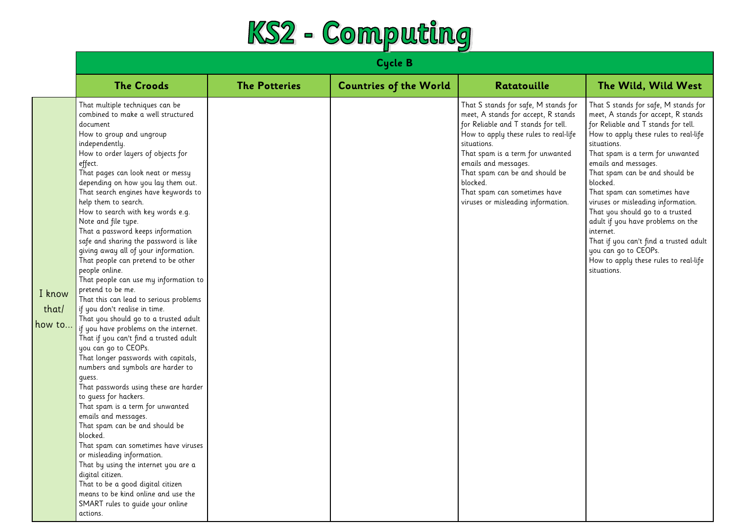# KS2 - Computing

| | Cycle B | | | | |
|---|---|---|---|---|---|
| | **The Croods** | **The Potteries** | **Countries of the World** | **Ratatouille** | **The Wild, Wild West** |
| I know that/ how to… | That multiple techniques can be combined to make a well structured document<br>How to group and ungroup independently.<br>How to order layers of objects for effect.<br>That pages can look neat or messy depending on how you lay them out.<br>That search engines have keywords to help them to search.<br>How to search with key words e.g. Note and file type.<br>That a password keeps information safe and sharing the password is like giving away all of your information.<br>That people can pretend to be other people online.<br>That people can use my information to pretend to be me.<br>That this can lead to serious problems if you don't realise in time.<br>That you should go to a trusted adult if you have problems on the internet.<br>That if you can't find a trusted adult you can go to CEOPs.<br>That longer passwords with capitals, numbers and symbols are harder to guess.<br>That passwords using these are harder to guess for hackers.<br>That spam is a term for unwanted emails and messages.<br>That spam can be and should be blocked.<br>That spam can sometimes have viruses or misleading information.<br>That by using the internet you are a digital citizen.<br>That to be a good digital citizen means to be kind online and use the SMART rules to guide your online actions. | | | That S stands for safe, M stands for meet, A stands for accept, R stands for Reliable and T stands for tell.<br>How to apply these rules to real-life situations.<br>That spam is a term for unwanted emails and messages.<br>That spam can be and should be blocked.<br>That spam can sometimes have viruses or misleading information. | That S stands for safe, M stands for meet, A stands for accept, R stands for Reliable and T stands for tell.<br>How to apply these rules to real-life situations.<br>That spam is a term for unwanted emails and messages.<br>That spam can be and should be blocked.<br>That spam can sometimes have viruses or misleading information.<br>That you should go to a trusted adult if you have problems on the internet.<br>That if you can't find a trusted adult you can go to CEOPs.<br>How to apply these rules to real-life situations. |